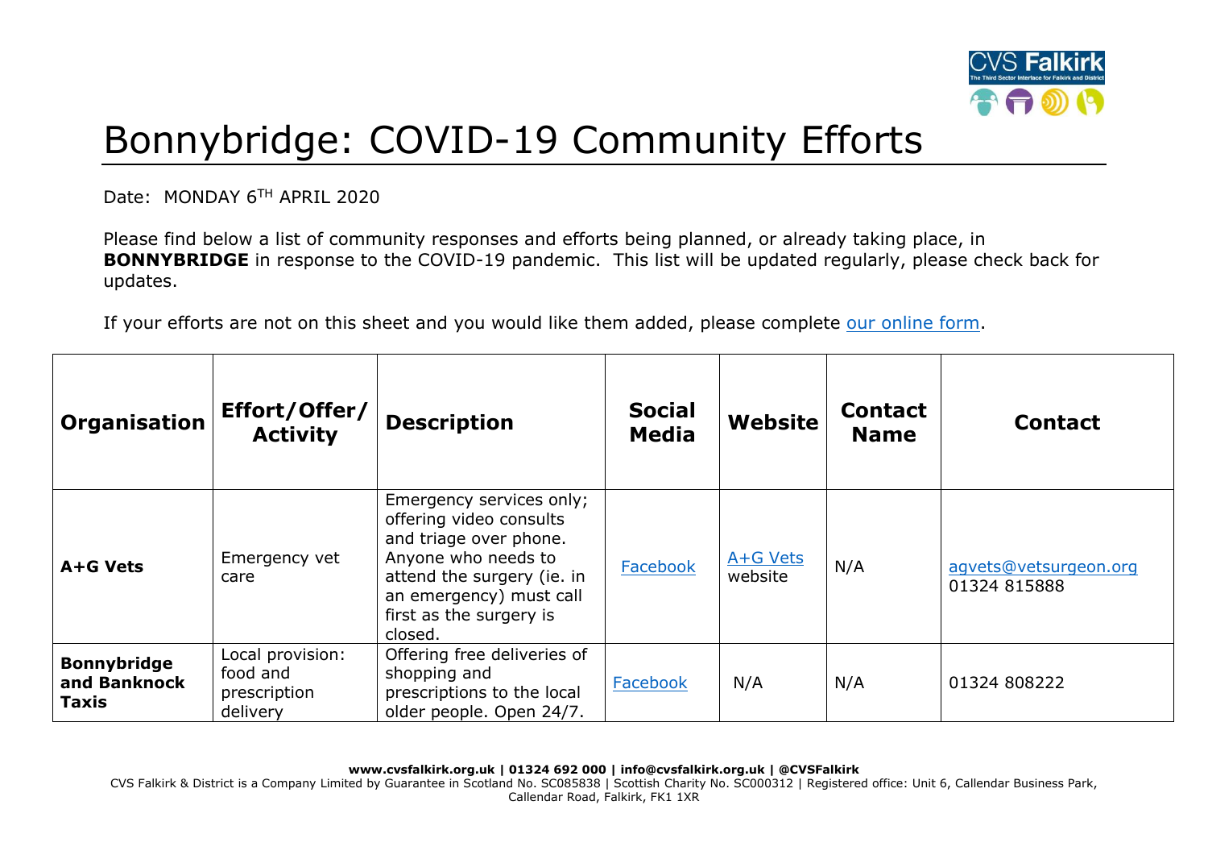# Bonnybridge: COVID-19 Community Efforts

Date: MONDAY 6TH APRIL 2020

Please find below a list of community responses and efforts being planned, or already taking place, in **BONNYBRIDGE** in response to the COVID-19 pandemic. This list will be updated regularly, please check back for updates.

If your efforts are not on this sheet and you would like them added, please complete our online form.

| Organisation | Effort/Offer/ Activity | Description | Social Media | Website | Contact Name | Contact |
|---|---|---|---|---|---|---|
| **A+G Vets** | Emergency vet care | Emergency services only; offering video consults and triage over phone. Anyone who needs to attend the surgery (ie. in an emergency) must call first as the surgery is closed. | Facebook | A+G Vets website | N/A | agvets@vetsurgeon.org 01324 815888 |
| **Bonnybridge and Banknock Taxis** | Local provision: food and prescription delivery | Offering free deliveries of shopping and prescriptions to the local older people. Open 24/7. | Facebook | N/A | N/A | 01324 808222 |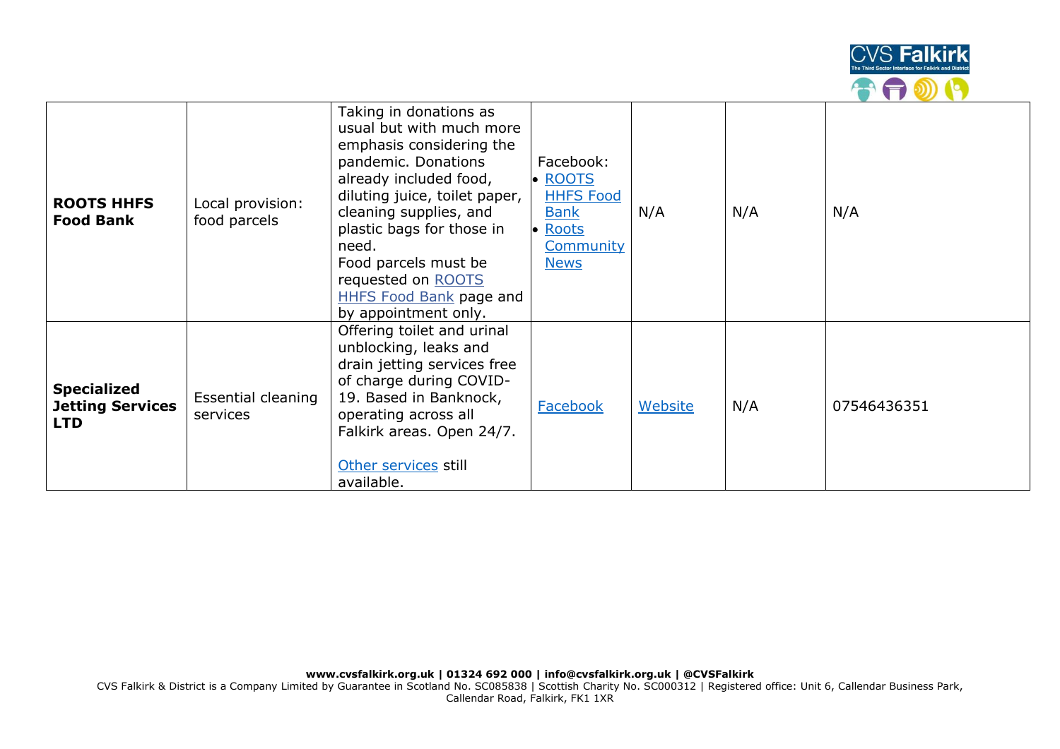| | | | | | | |
|---|---|---|---|---|---|---|
| **ROOTS HHFS Food Bank** | Local provision: food parcels | Taking in donations as usual but with much more emphasis considering the pandemic. Donations already included food, diluting juice, toilet paper, cleaning supplies, and plastic bags for those in need. Food parcels must be requested on ROOTS HHFS Food Bank page and by appointment only. | Facebook: • ROOTS HHFS Food Bank • Roots Community News | N/A | N/A | N/A |
| **Specialized Jetting Services LTD** | Essential cleaning services | Offering toilet and urinal unblocking, leaks and drain jetting services free of charge during COVID-19. Based in Banknock, operating across all Falkirk areas. Open 24/7. Other services still available. | Facebook | Website | N/A | 07546436351 |